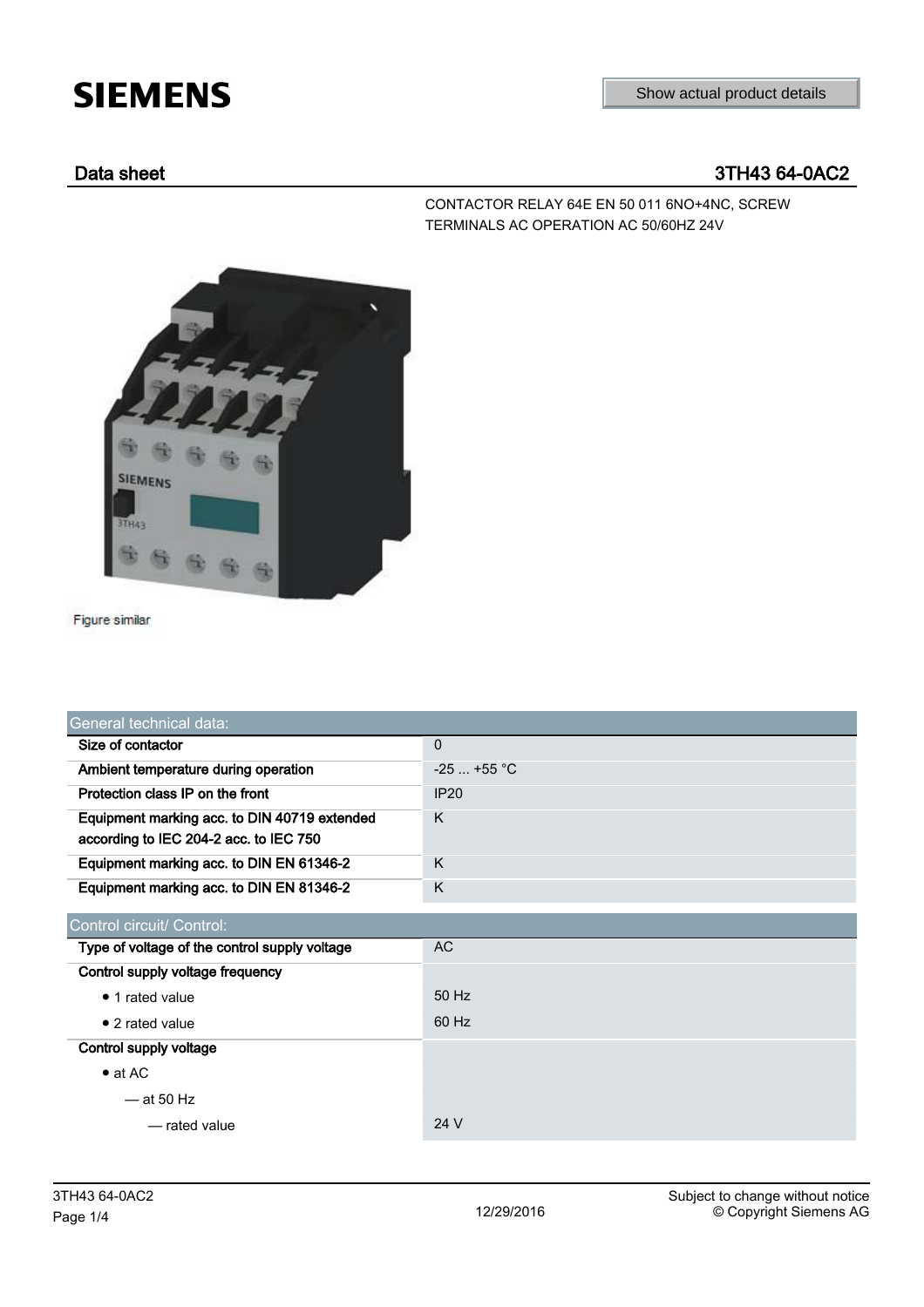SIEMENS

Show actual product details

## Data sheet 3TH43 64-0AC2

CONTACTOR RELAY 64E EN 50 011 6NO+4NC, SCREW TERMINALS AC OPERATION AC 50/60HZ 24V

Figure similar

| General technical data: | |
|---|---|
| **Size of contactor** | 0 |
| **Ambient temperature during operation** | -25 ... +55 °C |
| **Protection class IP on the front** | IP20 |
| **Equipment marking acc. to DIN 40719 extended according to IEC 204-2 acc. to IEC 750** | K |
| **Equipment marking acc. to DIN EN 61346-2** | K |
| **Equipment marking acc. to DIN EN 81346-2** | K |

| Control circuit/ Control: | |
|---|---|
| **Type of voltage of the control supply voltage** | AC |
| **Control supply voltage frequency** | |
| • 1 rated value | 50 Hz |
| • 2 rated value | 60 Hz |
| **Control supply voltage** | |
| • at AC | |
| — at 50 Hz | |
| — rated value | 24 V |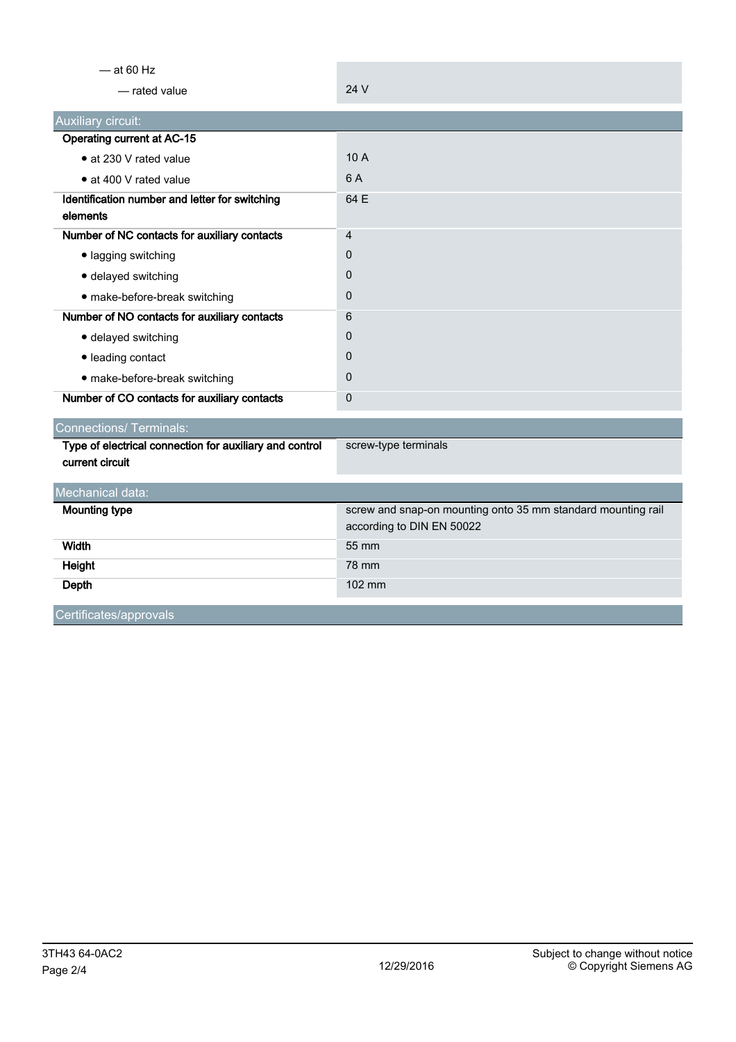| | |
|---|---|
| — at 60 Hz | |
| — rated value | 24 V |

| Auxiliary circuit: | |
|---|---|
| **Operating current at AC-15** | |
| • at 230 V rated value | 10 A |
| • at 400 V rated value | 6 A |
| **Identification number and letter for switching elements** | 64 E |
| **Number of NC contacts for auxiliary contacts** | 4 |
| • lagging switching | 0 |
| • delayed switching | 0 |
| • make-before-break switching | 0 |
| **Number of NO contacts for auxiliary contacts** | 6 |
| • delayed switching | 0 |
| • leading contact | 0 |
| • make-before-break switching | 0 |
| **Number of CO contacts for auxiliary contacts** | 0 |

| Connections/ Terminals: | |
|---|---|
| **Type of electrical connection for auxiliary and control current circuit** | screw-type terminals |

| Mechanical data: | |
|---|---|
| **Mounting type** | screw and snap-on mounting onto 35 mm standard mounting rail according to DIN EN 50022 |
| **Width** | 55 mm |
| **Height** | 78 mm |
| **Depth** | 102 mm |

## Certificates/approvals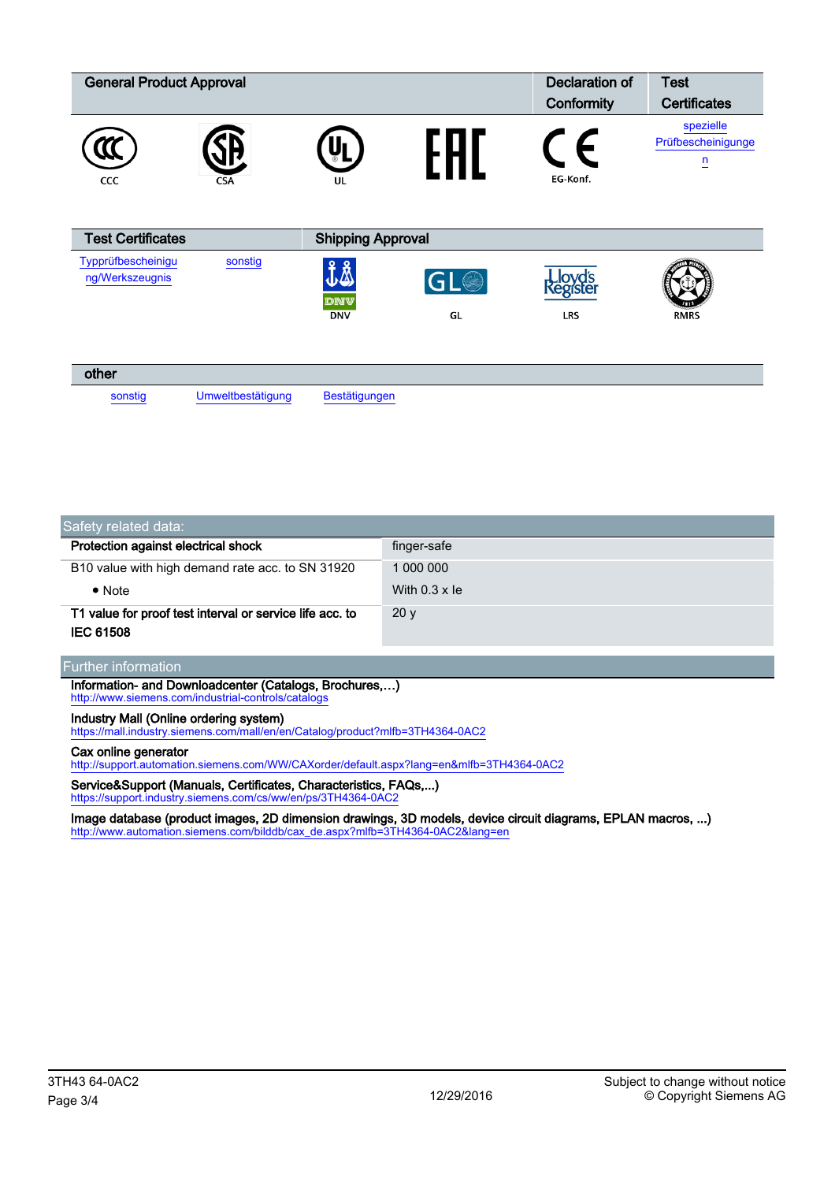| General Product Approval | | | | Declaration of Conformity | Test Certificates |
|---|---|---|---|---|---|
| CCC | CSA | UL | EAC | EG-Konf. | spezielle Prüfbescheinigungen |

| Test Certificates | | Shipping Approval | | | |
|---|---|---|---|---|---|
| Typprüfbescheinigung/Werkszeugnis | sonstig | DNV | GL | LRS | RMRS |

| other | | |
|---|---|---|
| sonstig | Umweltbestätigung | Bestätigungen |

| Safety related data: | |
|---|---|
| **Protection against electrical shock** | finger-safe |
| B10 value with high demand rate acc. to SN 31920 | 1 000 000 |
| • Note | With 0.3 x Ie |
| **T1 value for proof test interval or service life acc. to IEC 61508** | 20 y |

## Further information

**Information- and Downloadcenter (Catalogs, Brochures,…)**
http://www.siemens.com/industrial-controls/catalogs

**Industry Mall (Online ordering system)**
https://mall.industry.siemens.com/mall/en/en/Catalog/product?mlfb=3TH4364-0AC2

**Cax online generator**
http://support.automation.siemens.com/WW/CAXorder/default.aspx?lang=en&mlfb=3TH4364-0AC2

**Service&Support (Manuals, Certificates, Characteristics, FAQs,...)**
https://support.industry.siemens.com/cs/ww/en/ps/3TH4364-0AC2

**Image database (product images, 2D dimension drawings, 3D models, device circuit diagrams, EPLAN macros, ...)**
http://www.automation.siemens.com/bilddb/cax_de.aspx?mlfb=3TH4364-0AC2&lang=en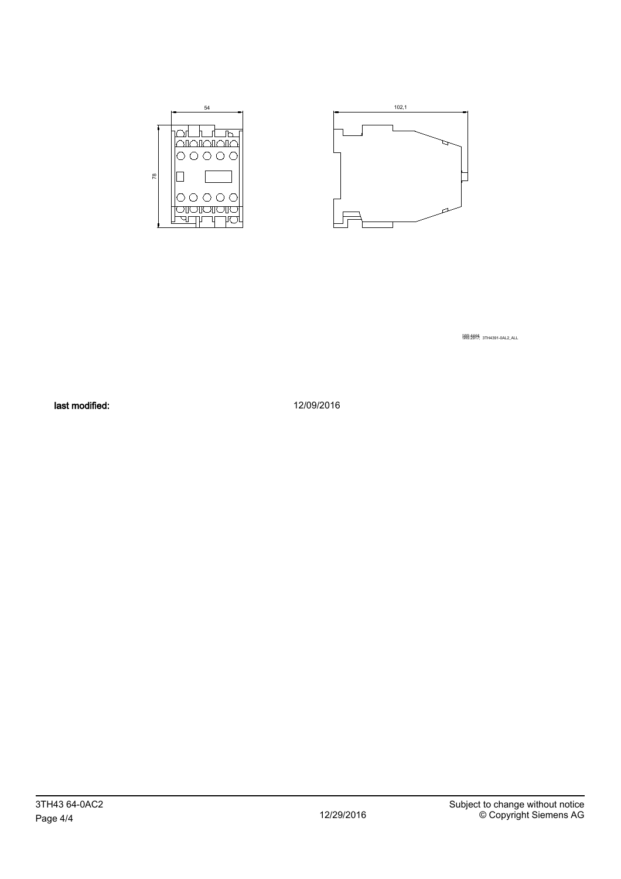54

78

102,1

IW9.2017; 3TH4391-0AL2_ALL

**last modified:** 12/09/2016